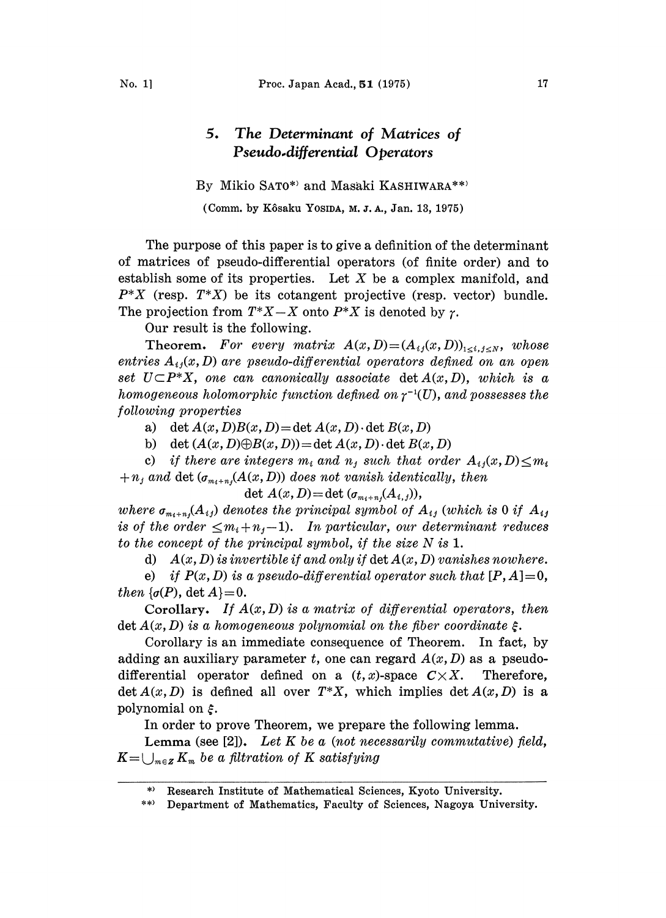# 5. The Determinant of Matrices of Pseudo-differential Operators

By Mikio SATO[*] and Masaki KASHIWARA[**]

(Comm. by Kôsaku YOSIDA, M. J. A., Jan. 13, 1975)

The purpose of this paper is to give a definition of the determinant of matrices of pseudo-differential operators (of finite order) and to establish some of its properties. Let $X$ be a complex manifold, and $P^*X$ (resp. $T^*X$) be its cotangent projective (resp. vector) bundle. The projection from $T^*X - X$ onto $P^*X$ is denoted by $\gamma$.

Our result is the following.

**Theorem.** *For every matrix $A(x, D) = (A_{ij}(x, D))_{1 \leq i, j \leq N}$, whose entries $A_{ij}(x, D)$ are pseudo-differential operators defined on an open set $U \subset P^*X$, one can canonically associate $\det A(x, D)$, which is a homogeneous holomorphic function defined on $\gamma^{-1}(U)$, and possesses the following properties*

a) $\det A(x, D)B(x, D) = \det A(x, D) \cdot \det B(x, D)$

b) $\det (A(x, D) \oplus B(x, D)) = \det A(x, D) \cdot \det B(x, D)$

c) *if there are integers $m_i$ and $n_j$ such that order $A_{ij}(x, D) \leq m_i + n_j$ and $\det (\sigma_{m_i+n_j}(A(x, D))$ does not vanish identically, then*

$$\det A(x, D) = \det (\sigma_{m_i+n_j}(A_{i,j})),$$

*where $\sigma_{m_i+n_j}(A_{ij})$ denotes the principal symbol of $A_{ij}$ (which is 0 if $A_{ij}$ is of the order $\leq m_i + n_j - 1$). In particular, our determinant reduces to the concept of the principal symbol, if the size $N$ is 1.*

d) *$A(x, D)$ is invertible if and only if $\det A(x, D)$ vanishes nowhere.*

e) *if $P(x, D)$ is a pseudo-differential operator such that $[P, A] = 0$, then $\{\sigma(P), \det A\} = 0$.*

**Corollary.** *If $A(x, D)$ is a matrix of differential operators, then $\det A(x, D)$ is a homogeneous polynomial on the fiber coordinate $\xi$.*

Corollary is an immediate consequence of Theorem. In fact, by adding an auxiliary parameter $t$, one can regard $A(x, D)$ as a pseudo-differential operator defined on a $(t, x)$-space $C \times X$. Therefore, $\det A(x, D)$ is defined all over $T^*X$, which implies $\det A(x, D)$ is a polynomial on $\xi$.

In order to prove Theorem, we prepare the following lemma.

**Lemma** (see [2]). *Let $K$ be a (not necessarily commutative) field, $K = \bigcup_{m \in Z} K_m$ be a filtration of $K$ satisfying*

---

[*] Research Institute of Mathematical Sciences, Kyoto University.

[**] Department of Mathematics, Faculty of Sciences, Nagoya University.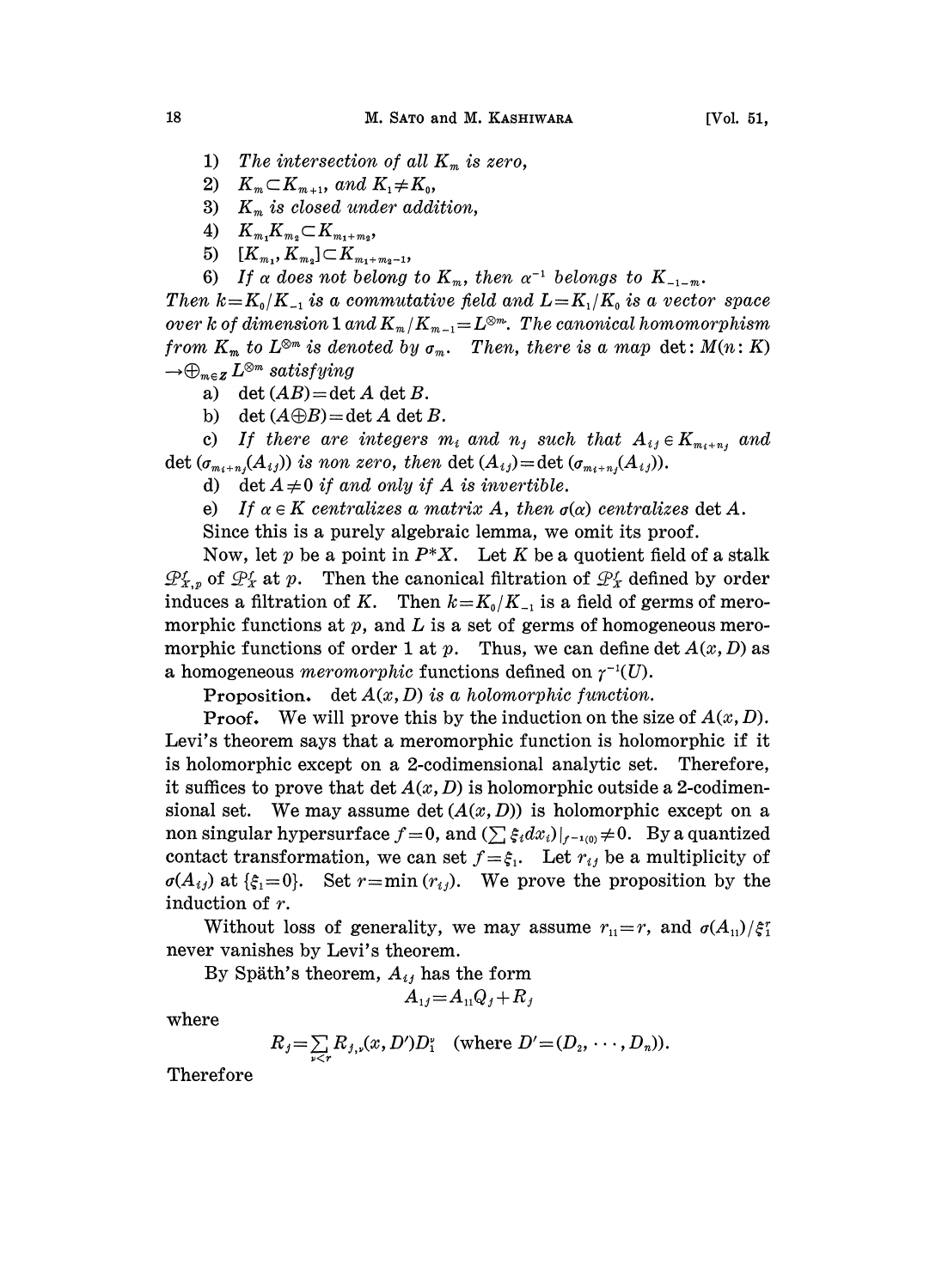1) *The intersection of all $K_m$ is zero,*

2) $K_m \subset K_{m+1}$*, and* $K_1 \neq K_0$*,*

3) $K_m$ *is closed under addition,*

4) $K_{m_1} K_{m_2} \subset K_{m_1+m_2}$*,*

5) $[K_{m_1}, K_{m_2}] \subset K_{m_1+m_2-1}$*,*

6) *If $\alpha$ does not belong to $K_m$, then $\alpha^{-1}$ belongs to $K_{-1-m}$.*

*Then $k = K_0/K_{-1}$ is a commutative field and $L = K_1/K_0$ is a vector space over $k$ of dimension 1 and $K_m/K_{m-1} = L^{\otimes m}$. The canonical homomorphism from $K_m$ to $L^{\otimes m}$ is denoted by $\sigma_m$. Then, there is a map* $\det: M(n: K) \to \bigoplus_{m \in \mathbf{Z}} L^{\otimes m}$ *satisfying*

a) $\det(AB) = \det A \det B$.

b) $\det(A \oplus B) = \det A \det B$.

c) *If there are integers $m_i$ and $n_j$ such that $A_{ij} \in K_{m_i+n_j}$ and* $\det(\sigma_{m_i+n_j}(A_{ij}))$ *is non zero, then* $\det(A_{ij}) = \det(\sigma_{m_i+n_j}(A_{ij}))$.

d) $\det A \neq 0$ *if and only if $A$ is invertible.*

e) *If $\alpha \in K$ centralizes a matrix $A$, then $\sigma(\alpha)$ centralizes $\det A$.*

Since this is a purely algebraic lemma, we omit its proof.

Now, let $p$ be a point in $P^*X$. Let $K$ be a quotient field of a stalk $\mathcal{P}^f_{X,p}$ of $\mathcal{P}^f_X$ at $p$. Then the canonical filtration of $\mathcal{P}^f_X$ defined by order induces a filtration of $K$. Then $k = K_0/K_{-1}$ is a field of germs of meromorphic functions at $p$, and $L$ is a set of germs of homogeneous meromorphic functions of order 1 at $p$. Thus, we can define $\det A(x, D)$ as a homogeneous *meromorphic* functions defined on $\gamma^{-1}(U)$.

**Proposition.** *$\det A(x, D)$ is a holomorphic function.*

**Proof.** We will prove this by the induction on the size of $A(x, D)$. Levi's theorem says that a meromorphic function is holomorphic if it is holomorphic except on a 2-codimensional analytic set. Therefore, it suffices to prove that $\det A(x, D)$ is holomorphic outside a 2-codimensional set. We may assume $\det(A(x, D))$ is holomorphic except on a non singular hypersurface $f = 0$, and $(\sum \xi_i dx_i)|_{f^{-1}(0)} \neq 0$. By a quantized contact transformation, we can set $f = \xi_1$. Let $r_{ij}$ be a multiplicity of $\sigma(A_{ij})$ at $\{\xi_1 = 0\}$. Set $r = \min(r_{ij})$. We prove the proposition by the induction of $r$.

Without loss of generality, we may assume $r_{11} = r$, and $\sigma(A_{11})/\xi_1^r$ never vanishes by Levi's theorem.

By Späth's theorem, $A_{1j}$ has the form

$$A_{1j} = A_{11} Q_j + R_j$$

where

$$R_j = \sum_{\nu < r} R_{j,\nu}(x, D') D_1^\nu \quad (\text{where } D' = (D_2, \cdots, D_n)).$$

Therefore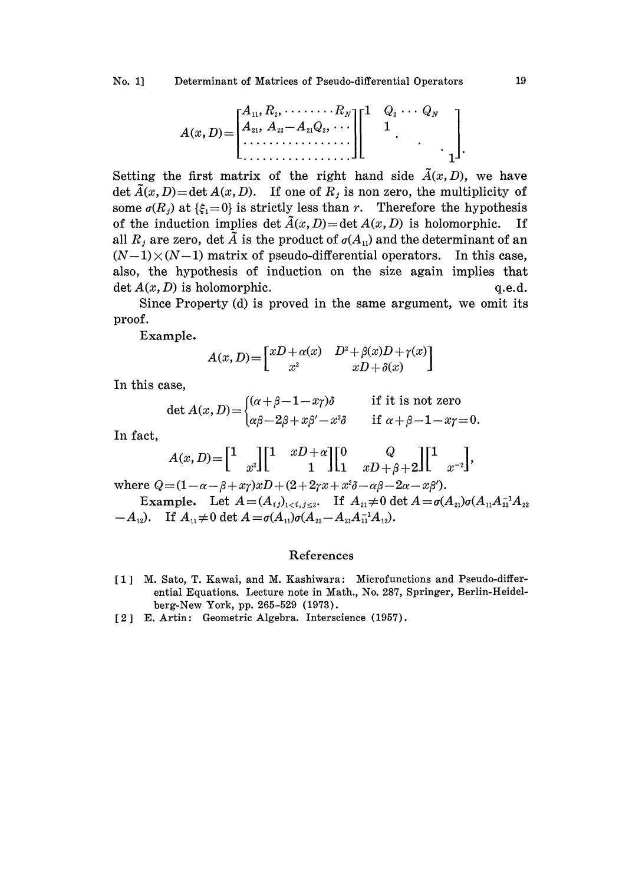$$A(x, D) = \begin{bmatrix} A_{11}, R_2, \cdots\cdots\cdots R_N \\ A_{21},\ A_{22} - A_{21}Q_2, \cdots \\ \cdots\cdots\cdots\cdots\cdots\cdots \\ \cdots\cdots\cdots\cdots\cdots\cdots \end{bmatrix} \begin{bmatrix} 1 & Q_2 & \cdots & Q_N \\ & 1 & & \\ & & \ddots & \\ & & & 1 \end{bmatrix}.$$

Setting the first matrix of the right hand side $\tilde{A}(x, D)$, we have $\det \tilde{A}(x, D) = \det A(x, D)$. If one of $R_j$ is non zero, the multiplicity of some $\sigma(R_j)$ at $\{\xi_1 = 0\}$ is strictly less than $r$. Therefore the hypothesis of the induction implies $\det \tilde{A}(x, D) = \det A(x, D)$ is holomorphic. If all $R_j$ are zero, $\det \tilde{A}$ is the product of $\sigma(A_{11})$ and the determinant of an $(N-1) \times (N-1)$ matrix of pseudo-differential operators. In this case, also, the hypothesis of induction on the size again implies that $\det A(x, D)$ is holomorphic. q.e.d.

Since Property (d) is proved in the same argument, we omit its proof.

Example.

$$A(x, D) = \begin{bmatrix} xD + \alpha(x) & D^2 + \beta(x)D + \gamma(x) \\ x^2 & xD + \delta(x) \end{bmatrix}$$

In this case,

$$\det A(x, D) = \begin{cases} (\alpha + \beta - 1 - x\gamma)\delta & \text{if it is not zero} \\ \alpha\beta - 2\beta + x\beta' - x^2\delta & \text{if } \alpha + \beta - 1 - x\gamma = 0. \end{cases}$$

In fact,

$$A(x, D) = \begin{bmatrix} 1 & \\ & x^2 \end{bmatrix} \begin{bmatrix} 1 & xD + \alpha \\ & 1 \end{bmatrix} \begin{bmatrix} 0 & Q \\ 1 & xD + \beta + 2 \end{bmatrix} \begin{bmatrix} 1 & \\ & x^{-2} \end{bmatrix},$$

where $Q = (1 - \alpha - \beta + x\gamma)xD + (2 + 2\gamma x + x^2\delta - \alpha\beta - 2\alpha - x\beta')$.

Example. Let $A = (A_{ij})_{1 < i, j \leq 2}$. If $A_{21} \neq 0$ $\det A = \sigma(A_{21})\sigma(A_{11}A_{21}^{-1}A_{22} - A_{12})$. If $A_{11} \neq 0$ $\det A = \sigma(A_{11})\sigma(A_{22} - A_{21}A_{11}^{-1}A_{12})$.

## References

[1] M. Sato, T. Kawai, and M. Kashiwara: Microfunctions and Pseudo-differential Equations. Lecture note in Math., No. 287, Springer, Berlin-Heidelberg-New York, pp. 265–529 (1973).

[2] E. Artin: Geometric Algebra. Interscience (1957).